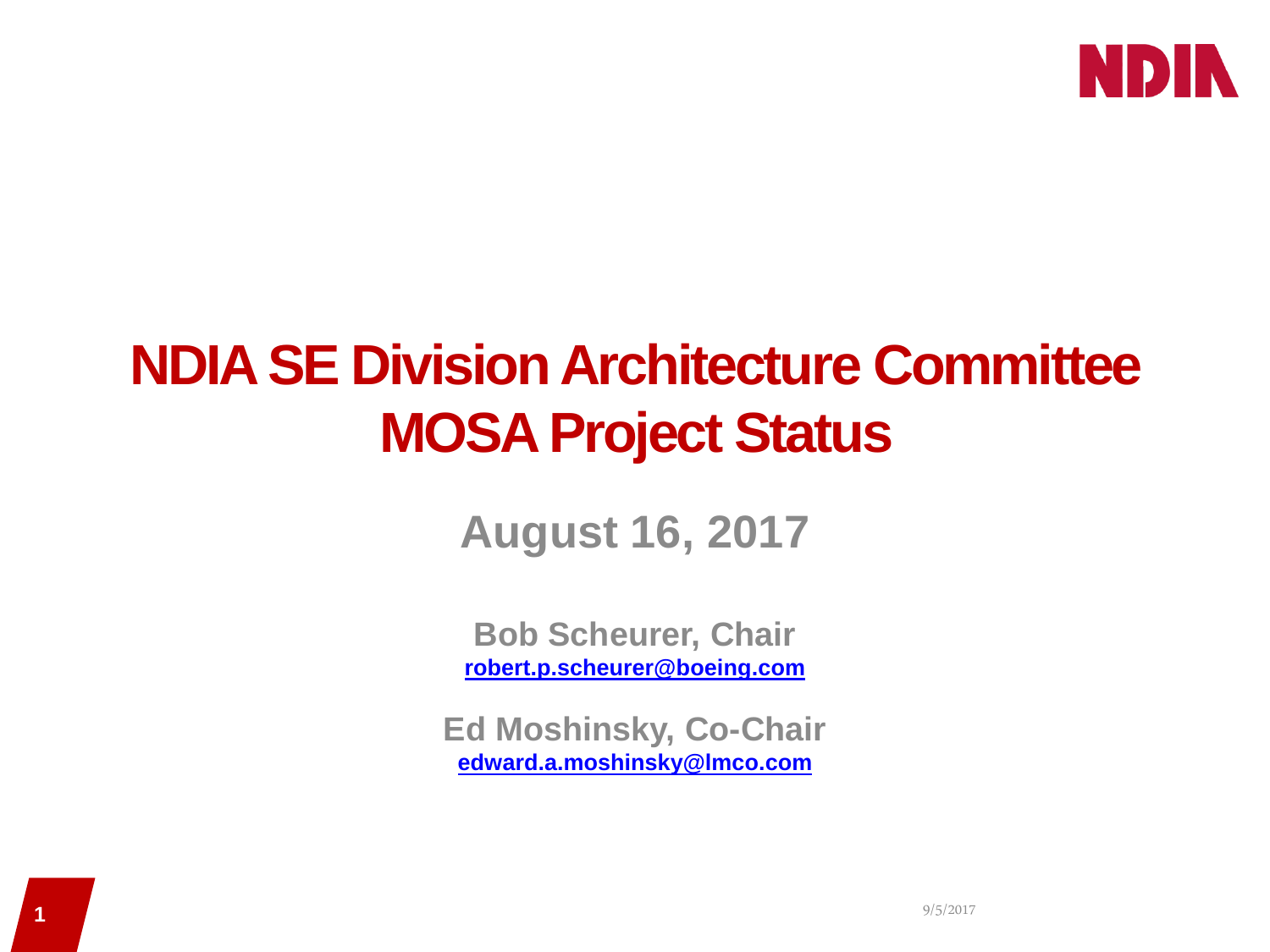# NDIA SE Division Architecture Committee MOSA Project Status

## August 16, 2017

**Bob Scheurer, Chair**
robert.p.scheurer@boeing.com

**Ed Moshinsky, Co-Chair**
edward.a.moshinsky@lmco.com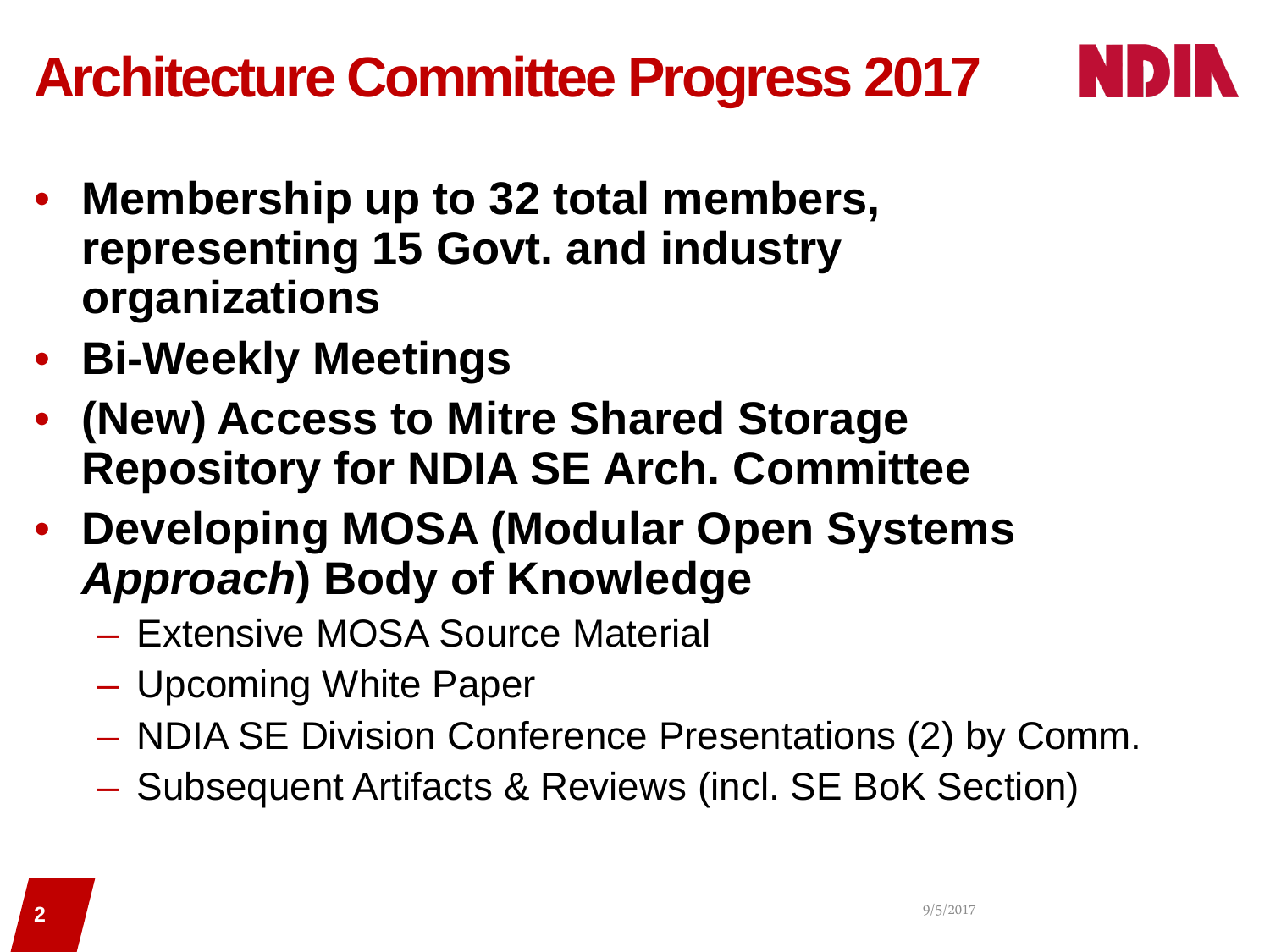# Architecture Committee Progress 2017

- **Membership up to 32 total members, representing 15 Govt. and industry organizations**
- **Bi-Weekly Meetings**
- **(New) Access to Mitre Shared Storage Repository for NDIA SE Arch. Committee**
- **Developing MOSA (Modular Open Systems *Approach*) Body of Knowledge**
  - Extensive MOSA Source Material
  - Upcoming White Paper
  - NDIA SE Division Conference Presentations (2) by Comm.
  - Subsequent Artifacts & Reviews (incl. SE BoK Section)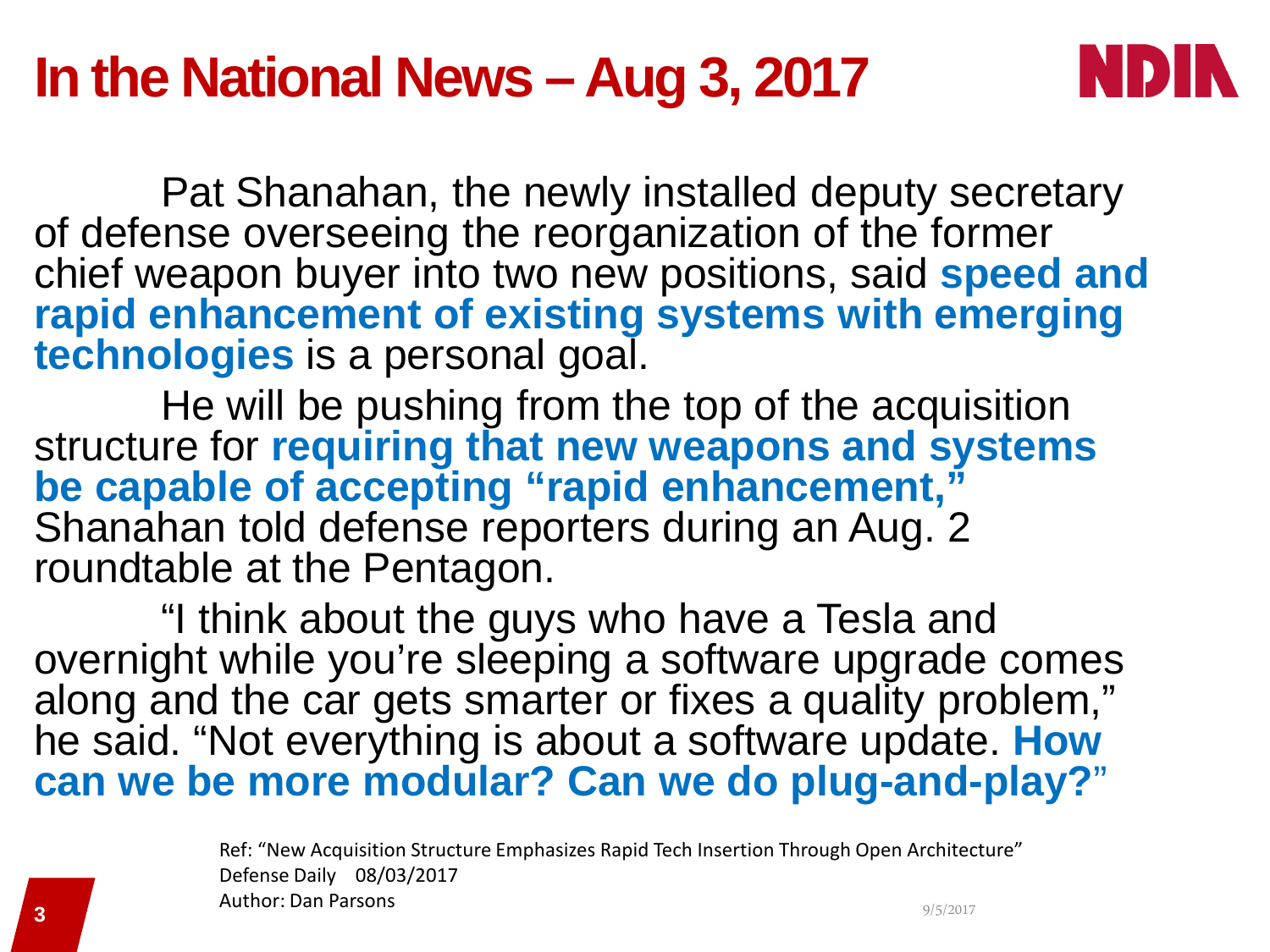# In the National News – Aug 3, 2017

Pat Shanahan, the newly installed deputy secretary of defense overseeing the reorganization of the former chief weapon buyer into two new positions, said **speed and rapid enhancement of existing systems with emerging technologies** is a personal goal.

He will be pushing from the top of the acquisition structure for **requiring that new weapons and systems be capable of accepting "rapid enhancement,"** Shanahan told defense reporters during an Aug. 2 roundtable at the Pentagon.

"I think about the guys who have a Tesla and overnight while you're sleeping a software upgrade comes along and the car gets smarter or fixes a quality problem," he said. "Not everything is about a software update. **How can we be more modular? Can we do plug-and-play?**"

Ref: "New Acquisition Structure Emphasizes Rapid Tech Insertion Through Open Architecture"
Defense Daily 08/03/2017
Author: Dan Parsons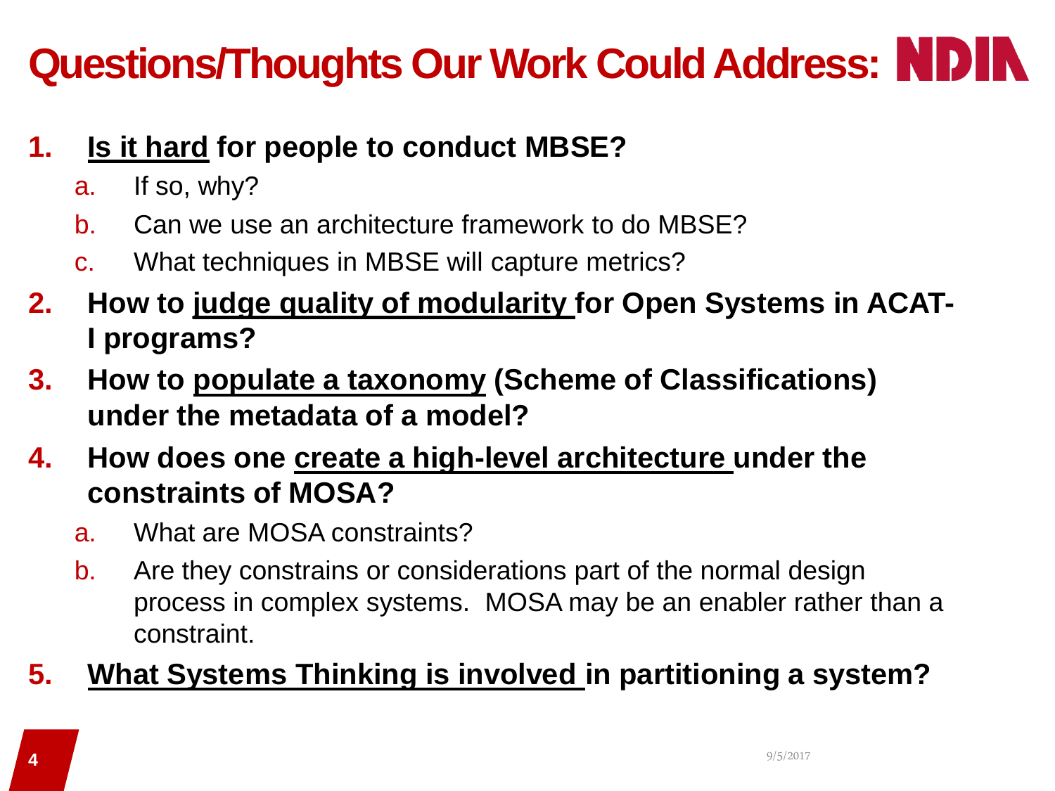# Questions/Thoughts Our Work Could Address:

1. **<u>Is it hard</u> for people to conduct MBSE?**
   a. If so, why?
   b. Can we use an architecture framework to do MBSE?
   c. What techniques in MBSE will capture metrics?
2. **How to <u>judge quality of modularity</u> for Open Systems in ACAT-I programs?**
3. **How to <u>populate a taxonomy</u> (Scheme of Classifications) under the metadata of a model?**
4. **How does one <u>create a high-level architecture</u> under the constraints of MOSA?**
   a. What are MOSA constraints?
   b. Are they constrains or considerations part of the normal design process in complex systems. MOSA may be an enabler rather than a constraint.
5. **<u>What Systems Thinking is involved</u> in partitioning a system?**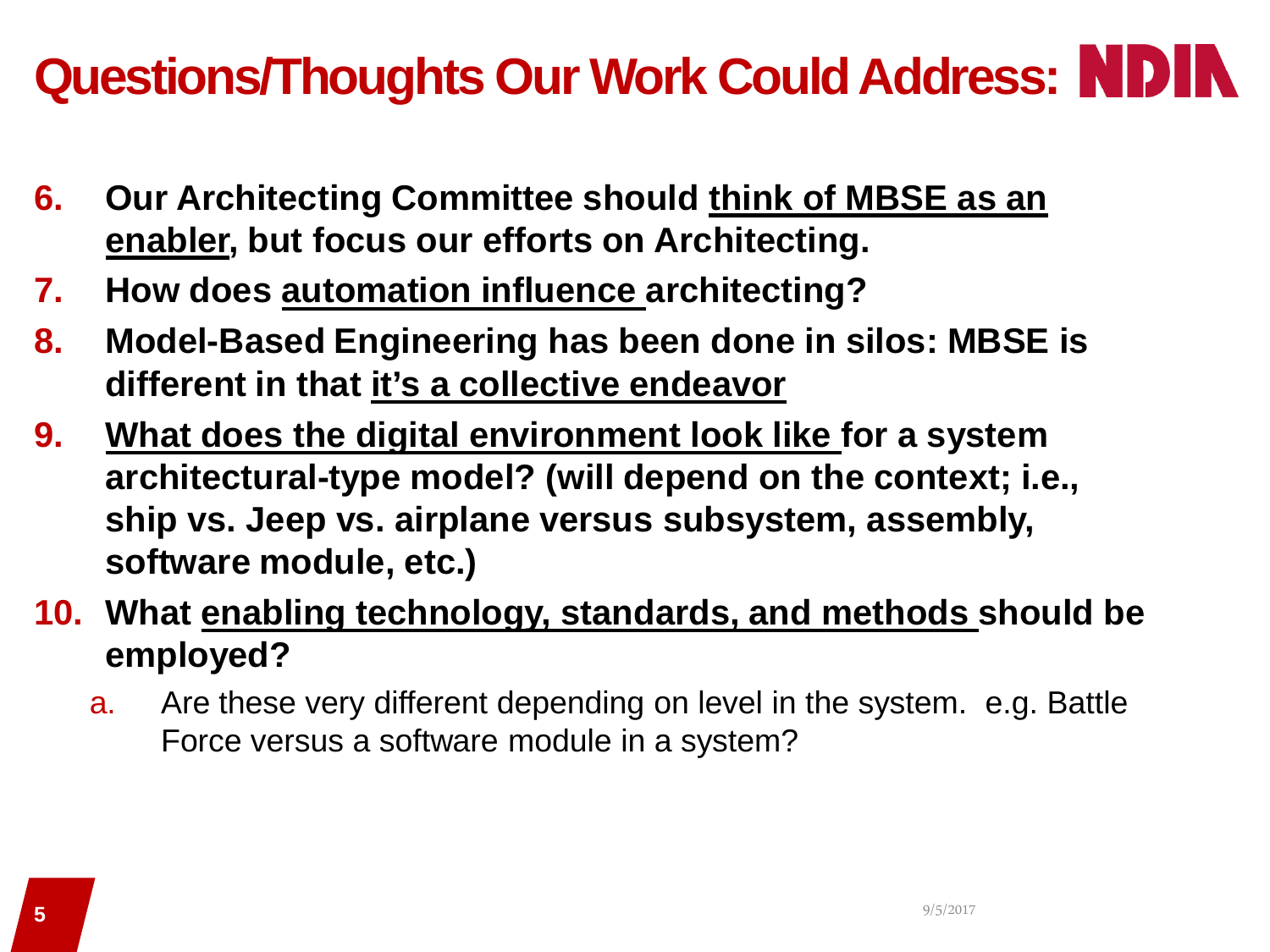# Questions/Thoughts Our Work Could Address:

6. **Our Architecting Committee should think of MBSE as an enabler, but focus our efforts on Architecting.**
7. **How does automation influence architecting?**
8. **Model-Based Engineering has been done in silos: MBSE is different in that it's a collective endeavor**
9. **What does the digital environment look like for a system architectural-type model? (will depend on the context; i.e., ship vs. Jeep vs. airplane versus subsystem, assembly, software module, etc.)**
10. **What enabling technology, standards, and methods should be employed?**
    a. Are these very different depending on level in the system. e.g. Battle Force versus a software module in a system?

9/5/2017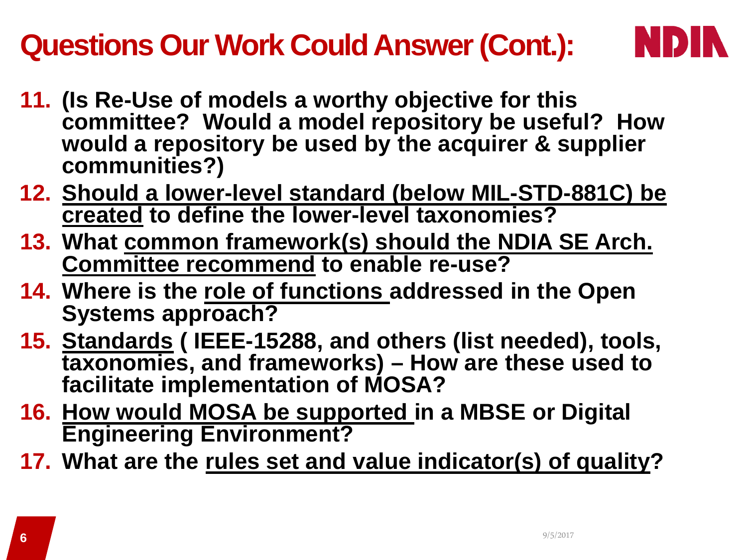# Questions Our Work Could Answer (Cont.):

11. **(Is Re-Use of models a worthy objective for this committee? Would a model repository be useful? How would a repository be used by the acquirer & supplier communities?)**
12. **<u>Should a lower-level standard (below MIL-STD-881C) be created</u> to define the lower-level taxonomies?**
13. **What <u>common framework(s) should the NDIA SE Arch. Committee recommend</u> to enable re-use?**
14. **Where is the <u>role of functions</u> addressed in the Open Systems approach?**
15. **<u>Standards</u> ( IEEE-15288, and others (list needed), tools, taxonomies, and frameworks) – How are these used to facilitate implementation of MOSA?**
16. **<u>How would MOSA be supported</u> in a MBSE or Digital Engineering Environment?**
17. **What are the <u>rules set and value indicator(s) of quality</u>?**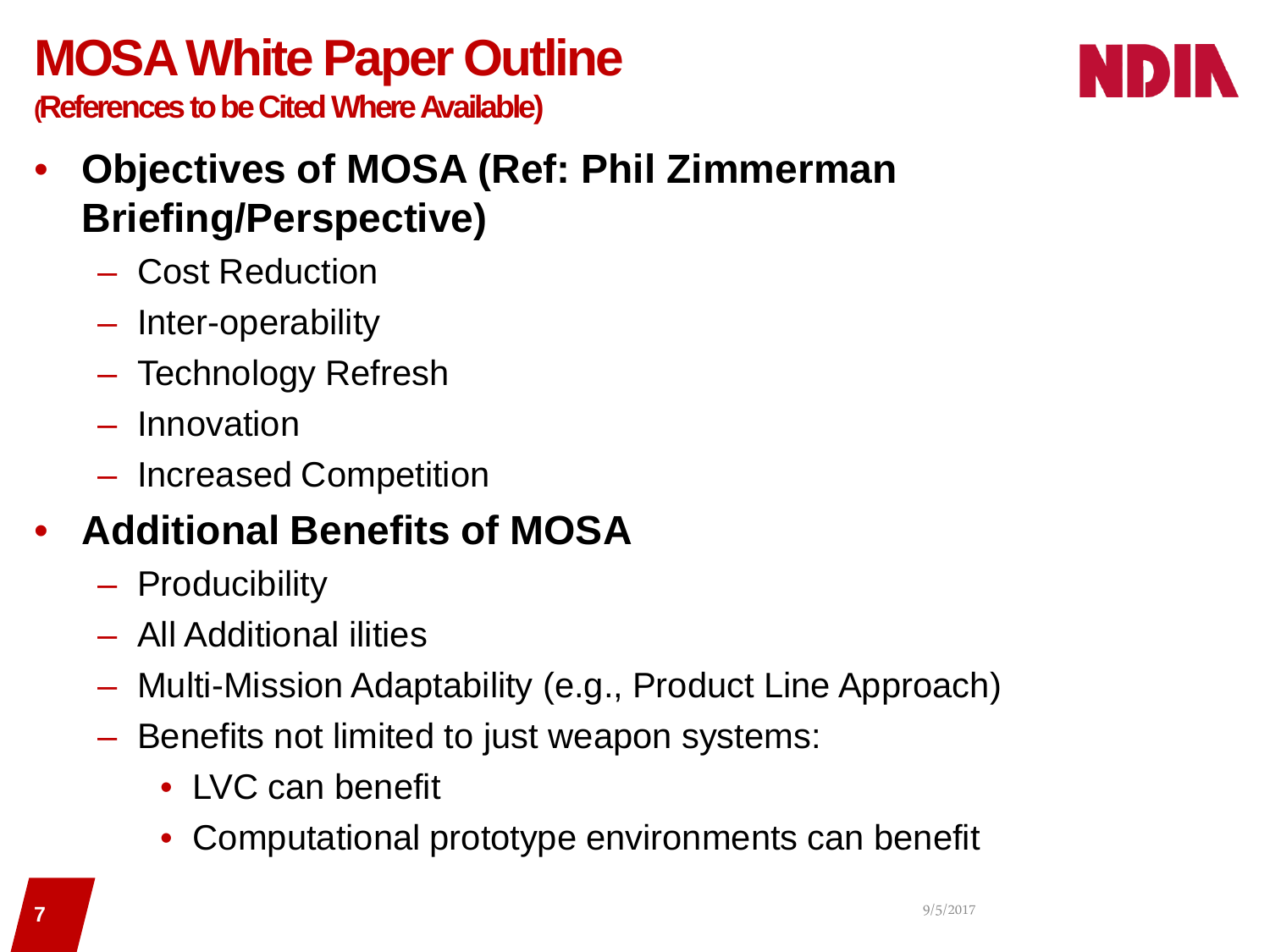# MOSA White Paper Outline

**(References to be Cited Where Available)**

- **Objectives of MOSA (Ref: Phil Zimmerman Briefing/Perspective)**
  - Cost Reduction
  - Inter-operability
  - Technology Refresh
  - Innovation
  - Increased Competition
- **Additional Benefits of MOSA**
  - Producibility
  - All Additional ilities
  - Multi-Mission Adaptability (e.g., Product Line Approach)
  - Benefits not limited to just weapon systems:
    - LVC can benefit
    - Computational prototype environments can benefit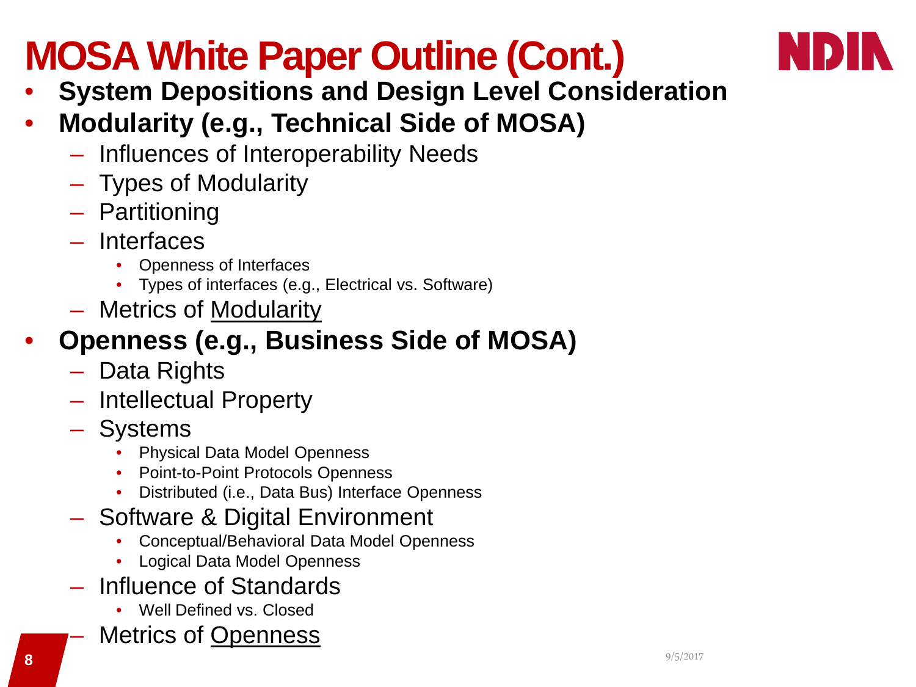# MOSA White Paper Outline (Cont.)

- **System Depositions and Design Level Consideration**
- **Modularity (e.g., Technical Side of MOSA)**
  - Influences of Interoperability Needs
  - Types of Modularity
  - Partitioning
  - Interfaces
    - Openness of Interfaces
    - Types of interfaces (e.g., Electrical vs. Software)
  - Metrics of <u>Modularity</u>
- **Openness (e.g., Business Side of MOSA)**
  - Data Rights
  - Intellectual Property
  - Systems
    - Physical Data Model Openness
    - Point-to-Point Protocols Openness
    - Distributed (i.e., Data Bus) Interface Openness
  - Software & Digital Environment
    - Conceptual/Behavioral Data Model Openness
    - Logical Data Model Openness
  - Influence of Standards
    - Well Defined vs. Closed
  - Metrics of <u>Openness</u>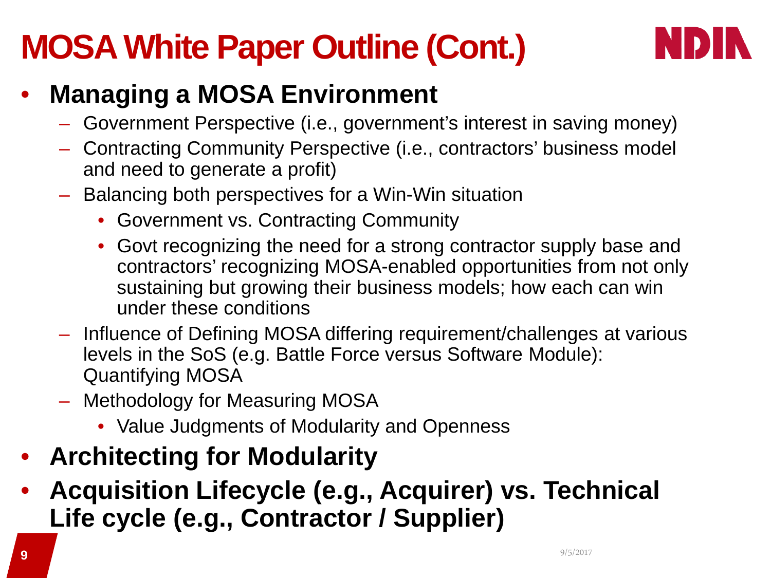# MOSA White Paper Outline (Cont.)

- **Managing a MOSA Environment**
  - Government Perspective (i.e., government's interest in saving money)
  - Contracting Community Perspective (i.e., contractors' business model and need to generate a profit)
  - Balancing both perspectives for a Win-Win situation
    - Government vs. Contracting Community
    - Govt recognizing the need for a strong contractor supply base and contractors' recognizing MOSA-enabled opportunities from not only sustaining but growing their business models; how each can win under these conditions
  - Influence of Defining MOSA differing requirement/challenges at various levels in the SoS (e.g. Battle Force versus Software Module): Quantifying MOSA
  - Methodology for Measuring MOSA
    - Value Judgments of Modularity and Openness
- **Architecting for Modularity**
- **Acquisition Lifecycle (e.g., Acquirer) vs. Technical Life cycle (e.g., Contractor / Supplier)**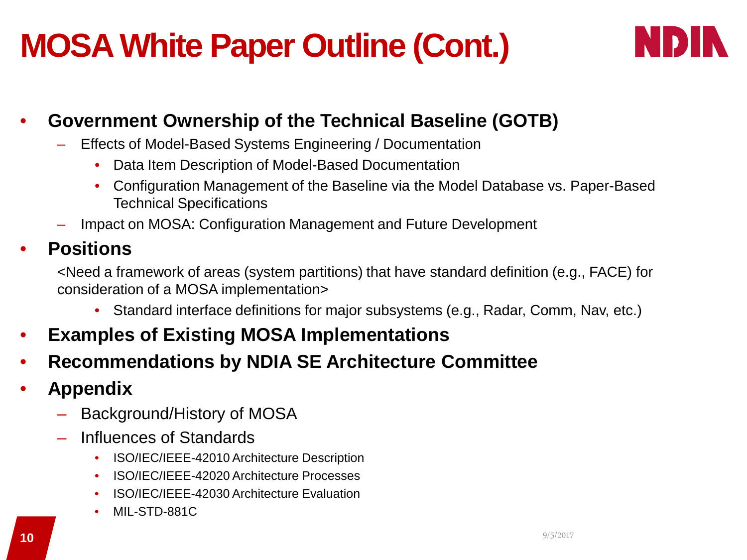# MOSA White Paper Outline (Cont.)

- **Government Ownership of the Technical Baseline (GOTB)**
  - Effects of Model-Based Systems Engineering / Documentation
    - Data Item Description of Model-Based Documentation
    - Configuration Management of the Baseline via the Model Database vs. Paper-Based Technical Specifications
  - Impact on MOSA: Configuration Management and Future Development
- **Positions**

  <Need a framework of areas (system partitions) that have standard definition (e.g., FACE) for consideration of a MOSA implementation>

    - Standard interface definitions for major subsystems (e.g., Radar, Comm, Nav, etc.)
- **Examples of Existing MOSA Implementations**
- **Recommendations by NDIA SE Architecture Committee**
- **Appendix**
  - Background/History of MOSA
  - Influences of Standards
    - ISO/IEC/IEEE-42010 Architecture Description
    - ISO/IEC/IEEE-42020 Architecture Processes
    - ISO/IEC/IEEE-42030 Architecture Evaluation
    - MIL-STD-881C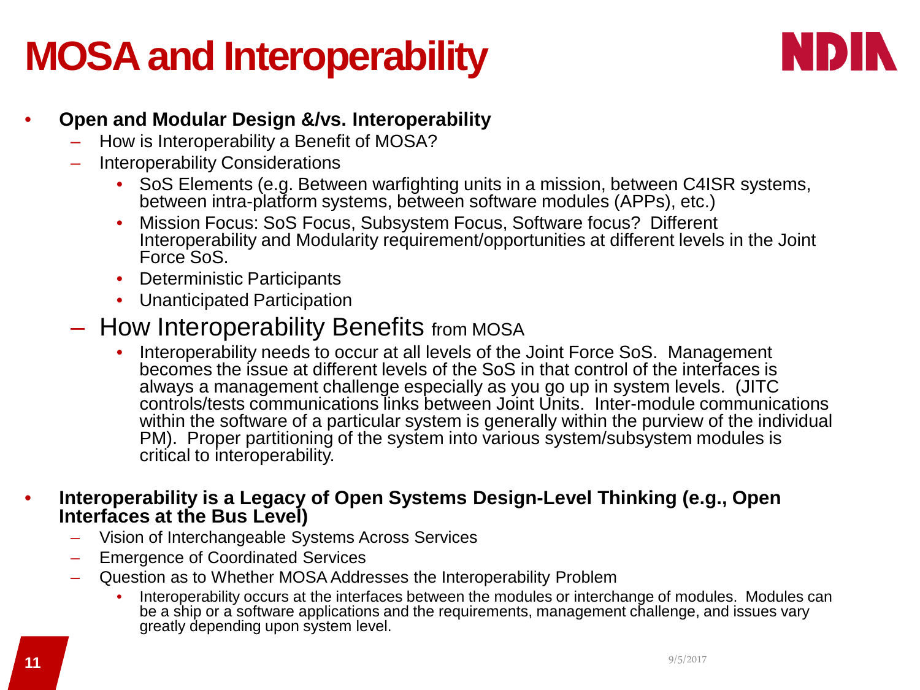# MOSA and Interoperability

- **Open and Modular Design &/vs. Interoperability**
  - How is Interoperability a Benefit of MOSA?
  - Interoperability Considerations
    - SoS Elements (e.g. Between warfighting units in a mission, between C4ISR systems, between intra-platform systems, between software modules (APPs), etc.)
    - Mission Focus: SoS Focus, Subsystem Focus, Software focus? Different Interoperability and Modularity requirement/opportunities at different levels in the Joint Force SoS.
    - Deterministic Participants
    - Unanticipated Participation
  - How Interoperability Benefits from MOSA
    - Interoperability needs to occur at all levels of the Joint Force SoS. Management becomes the issue at different levels of the SoS in that control of the interfaces is always a management challenge especially as you go up in system levels. (JITC controls/tests communications links between Joint Units. Inter-module communications within the software of a particular system is generally within the purview of the individual PM). Proper partitioning of the system into various system/subsystem modules is critical to interoperability.
- **Interoperability is a Legacy of Open Systems Design-Level Thinking (e.g., Open Interfaces at the Bus Level)**
  - Vision of Interchangeable Systems Across Services
  - Emergence of Coordinated Services
  - Question as to Whether MOSA Addresses the Interoperability Problem
    - Interoperability occurs at the interfaces between the modules or interchange of modules. Modules can be a ship or a software applications and the requirements, management challenge, and issues vary greatly depending upon system level.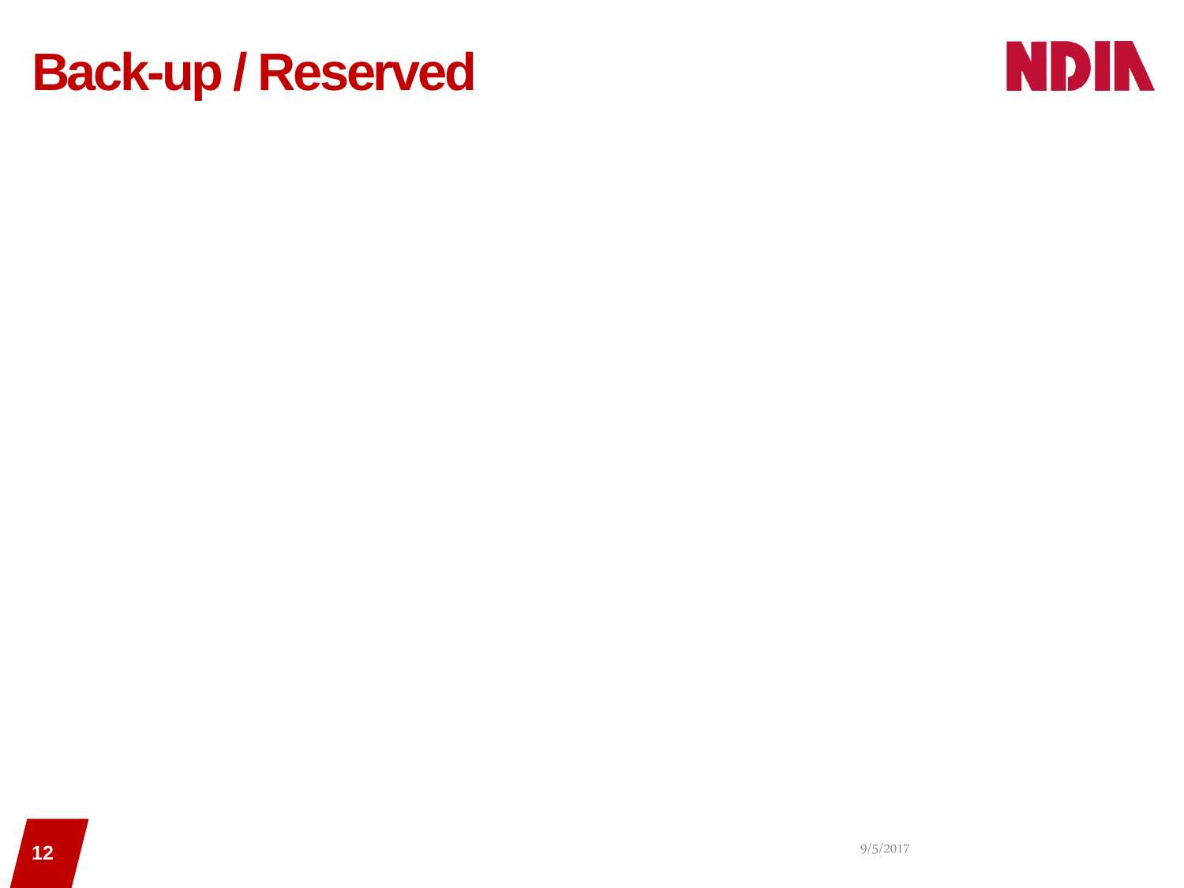# Back-up / Reserved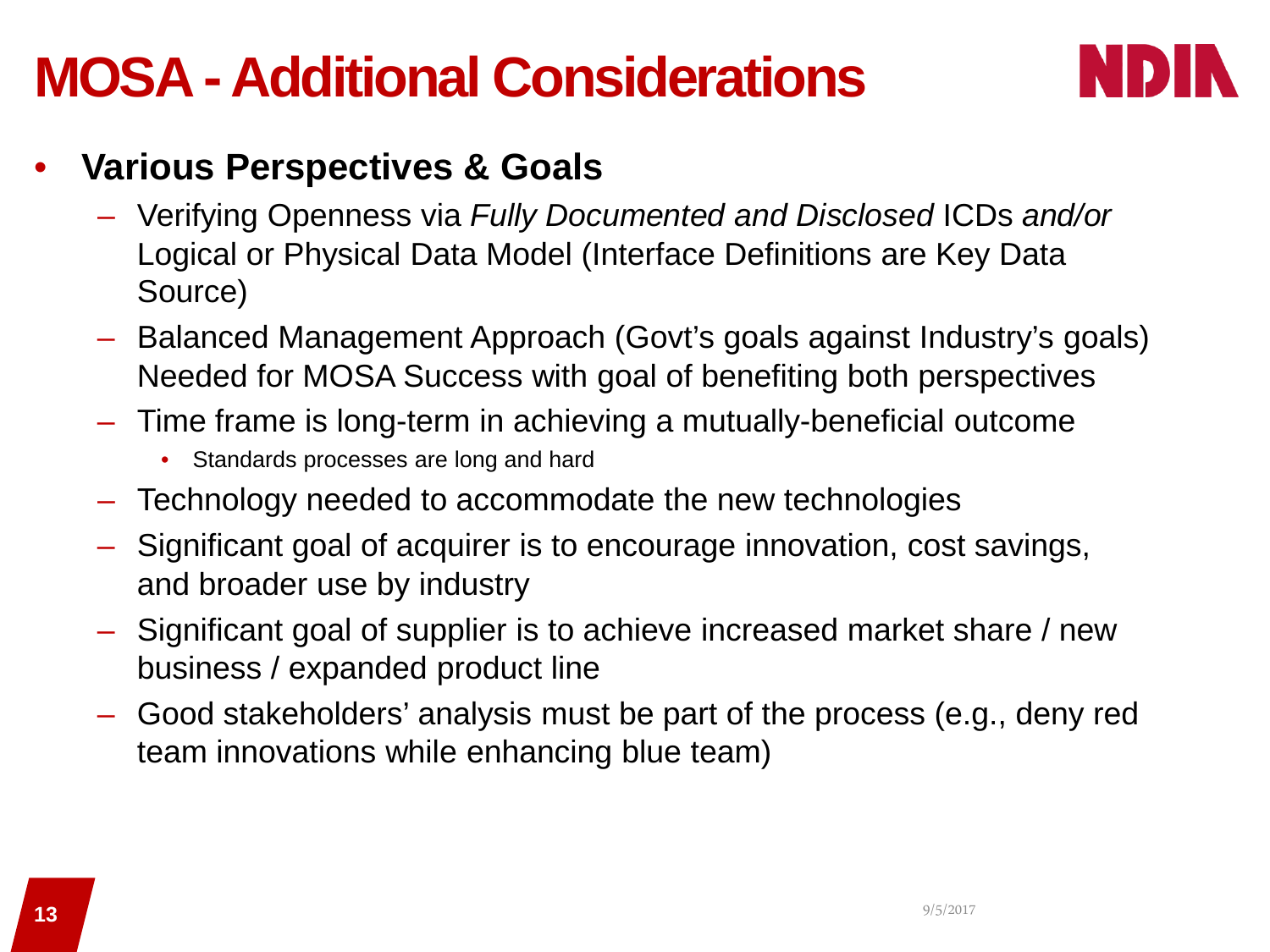# MOSA - Additional Considerations

- **Various Perspectives & Goals**
  - Verifying Openness via *Fully Documented and Disclosed* ICDs *and/or* Logical or Physical Data Model (Interface Definitions are Key Data Source)
  - Balanced Management Approach (Govt's goals against Industry's goals) Needed for MOSA Success with goal of benefiting both perspectives
  - Time frame is long-term in achieving a mutually-beneficial outcome
    - Standards processes are long and hard
  - Technology needed to accommodate the new technologies
  - Significant goal of acquirer is to encourage innovation, cost savings, and broader use by industry
  - Significant goal of supplier is to achieve increased market share / new business / expanded product line
  - Good stakeholders' analysis must be part of the process (e.g., deny red team innovations while enhancing blue team)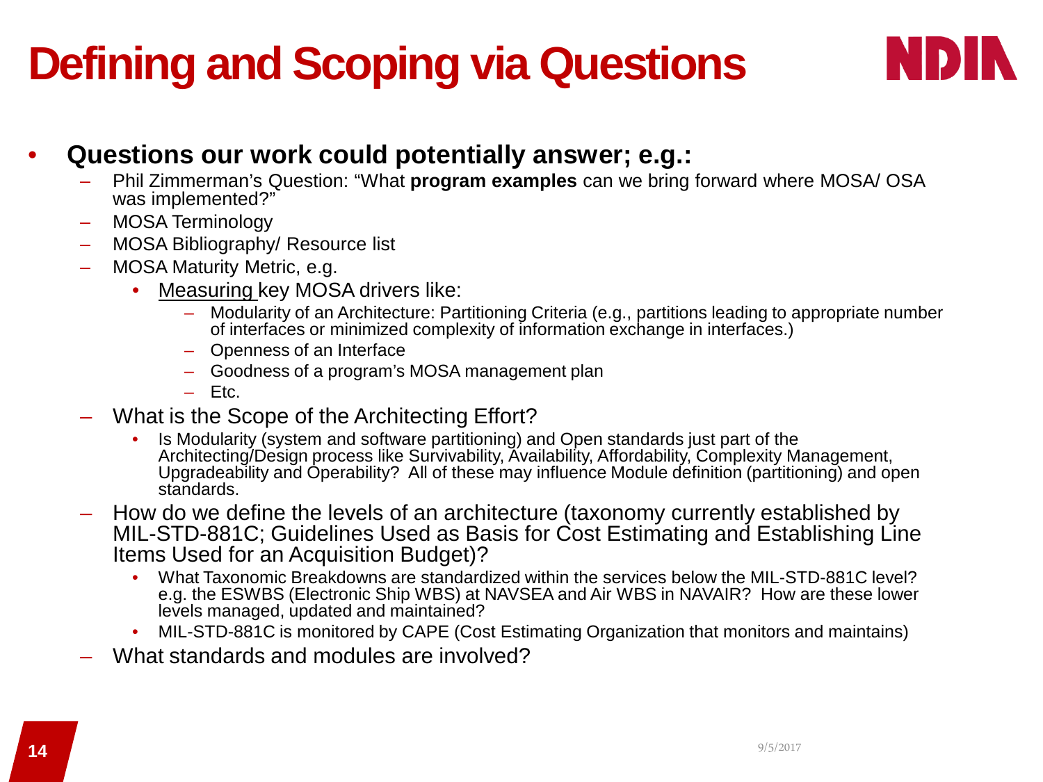# Defining and Scoping via Questions

- **Questions our work could potentially answer; e.g.:**
  - Phil Zimmerman's Question: "What **program examples** can we bring forward where MOSA/ OSA was implemented?"
  - MOSA Terminology
  - MOSA Bibliography/ Resource list
  - MOSA Maturity Metric, e.g.
    - <u>Measuring</u> key MOSA drivers like:
      - Modularity of an Architecture: Partitioning Criteria (e.g., partitions leading to appropriate number of interfaces or minimized complexity of information exchange in interfaces.)
      - Openness of an Interface
      - Goodness of a program's MOSA management plan
      - Etc.
  - What is the Scope of the Architecting Effort?
    - Is Modularity (system and software partitioning) and Open standards just part of the Architecting/Design process like Survivability, Availability, Affordability, Complexity Management, Upgradeability and Operability? All of these may influence Module definition (partitioning) and open standards.
  - How do we define the levels of an architecture (taxonomy currently established by MIL-STD-881C; Guidelines Used as Basis for Cost Estimating and Establishing Line Items Used for an Acquisition Budget)?
    - What Taxonomic Breakdowns are standardized within the services below the MIL-STD-881C level? e.g. the ESWBS (Electronic Ship WBS) at NAVSEA and Air WBS in NAVAIR? How are these lower levels managed, updated and maintained?
    - MIL-STD-881C is monitored by CAPE (Cost Estimating Organization that monitors and maintains)
  - What standards and modules are involved?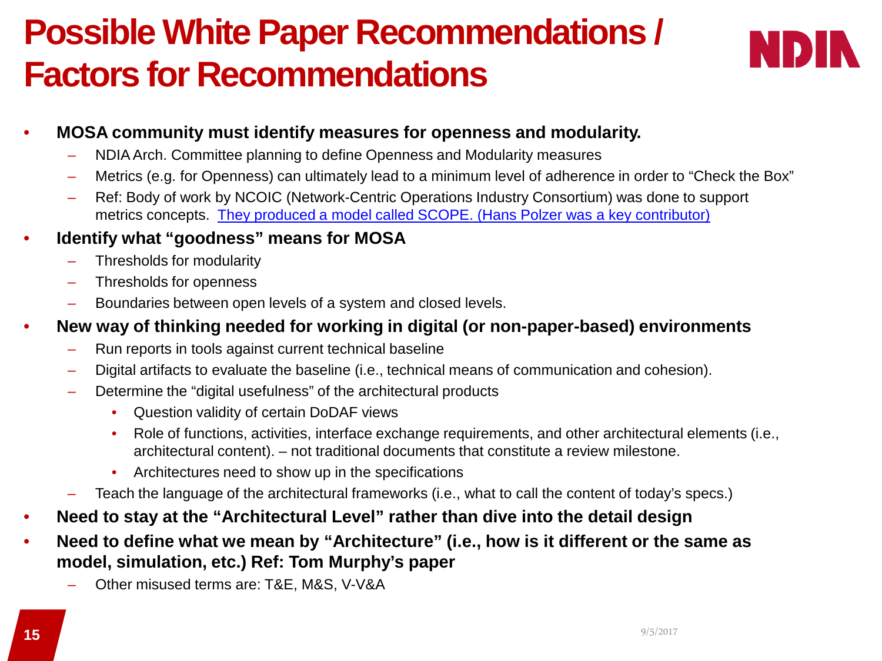# Possible White Paper Recommendations / Factors for Recommendations

- **MOSA community must identify measures for openness and modularity.**
  - NDIA Arch. Committee planning to define Openness and Modularity measures
  - Metrics (e.g. for Openness) can ultimately lead to a minimum level of adherence in order to "Check the Box"
  - Ref: Body of work by NCOIC (Network-Centric Operations Industry Consortium) was done to support metrics concepts. They produced a model called SCOPE. (Hans Polzer was a key contributor)
- **Identify what "goodness" means for MOSA**
  - Thresholds for modularity
  - Thresholds for openness
  - Boundaries between open levels of a system and closed levels.
- **New way of thinking needed for working in digital (or non-paper-based) environments**
  - Run reports in tools against current technical baseline
  - Digital artifacts to evaluate the baseline (i.e., technical means of communication and cohesion).
  - Determine the "digital usefulness" of the architectural products
    - Question validity of certain DoDAF views
    - Role of functions, activities, interface exchange requirements, and other architectural elements (i.e., architectural content). – not traditional documents that constitute a review milestone.
    - Architectures need to show up in the specifications
  - Teach the language of the architectural frameworks (i.e., what to call the content of today's specs.)
- **Need to stay at the "Architectural Level" rather than dive into the detail design**
- **Need to define what we mean by "Architecture" (i.e., how is it different or the same as model, simulation, etc.) Ref: Tom Murphy's paper**
  - Other misused terms are: T&E, M&S, V-V&A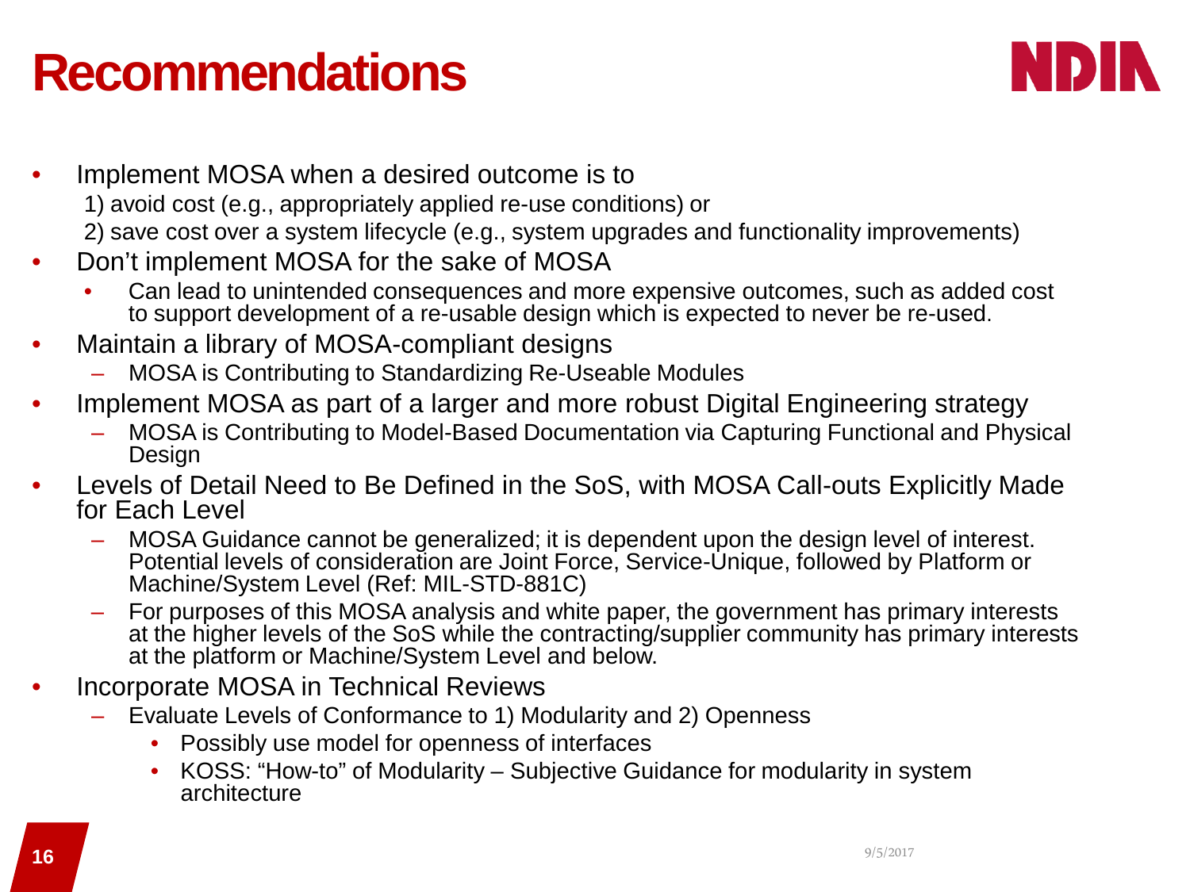# Recommendations

- Implement MOSA when a desired outcome is to
  1) avoid cost (e.g., appropriately applied re-use conditions) or
  2) save cost over a system lifecycle (e.g., system upgrades and functionality improvements)
- Don't implement MOSA for the sake of MOSA
  - Can lead to unintended consequences and more expensive outcomes, such as added cost to support development of a re-usable design which is expected to never be re-used.
- Maintain a library of MOSA-compliant designs
  - MOSA is Contributing to Standardizing Re-Useable Modules
- Implement MOSA as part of a larger and more robust Digital Engineering strategy
  - MOSA is Contributing to Model-Based Documentation via Capturing Functional and Physical Design
- Levels of Detail Need to Be Defined in the SoS, with MOSA Call-outs Explicitly Made for Each Level
  - MOSA Guidance cannot be generalized; it is dependent upon the design level of interest. Potential levels of consideration are Joint Force, Service-Unique, followed by Platform or Machine/System Level (Ref: MIL-STD-881C)
  - For purposes of this MOSA analysis and white paper, the government has primary interests at the higher levels of the SoS while the contracting/supplier community has primary interests at the platform or Machine/System Level and below.
- Incorporate MOSA in Technical Reviews
  - Evaluate Levels of Conformance to 1) Modularity and 2) Openness
    - Possibly use model for openness of interfaces
    - KOSS: "How-to" of Modularity – Subjective Guidance for modularity in system architecture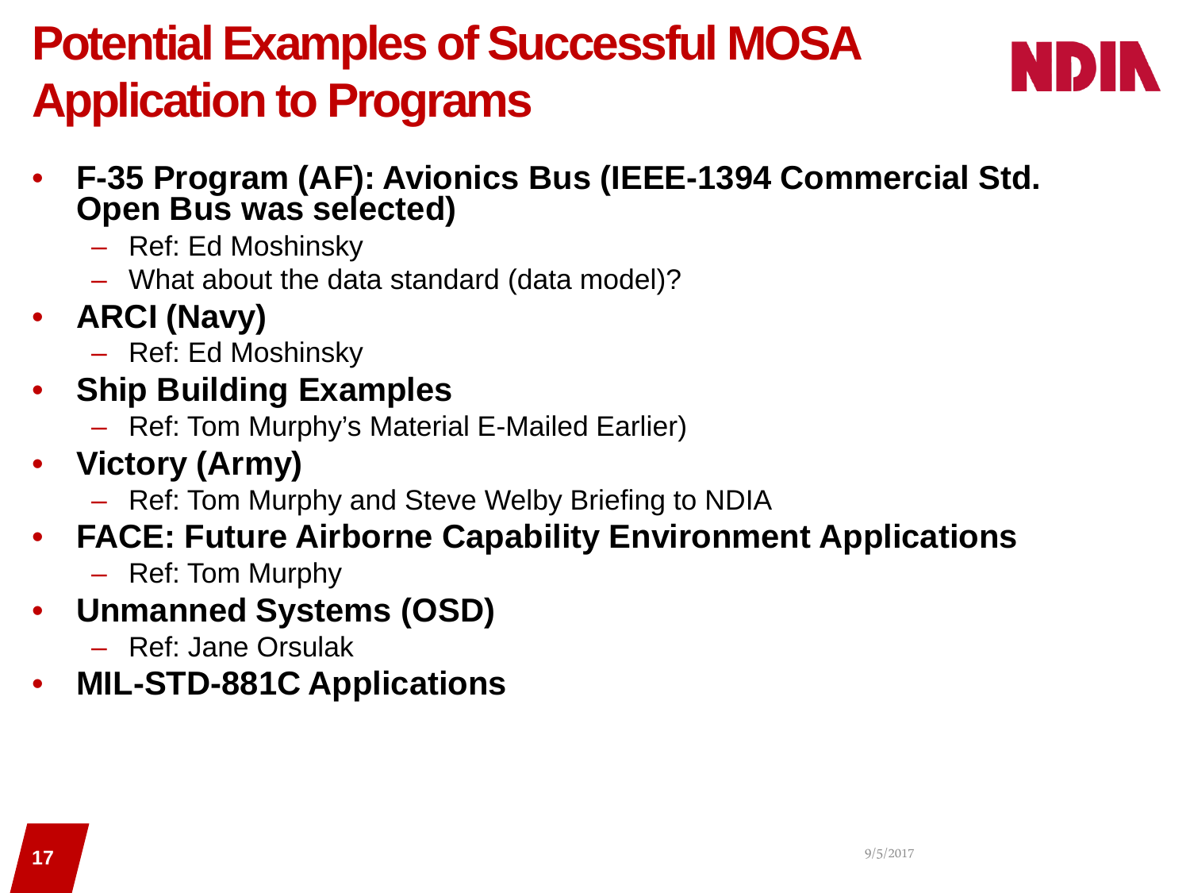# Potential Examples of Successful MOSA Application to Programs

- **F-35 Program (AF): Avionics Bus (IEEE-1394 Commercial Std. Open Bus was selected)**
  - Ref: Ed Moshinsky
  - What about the data standard (data model)?
- **ARCI (Navy)**
  - Ref: Ed Moshinsky
- **Ship Building Examples**
  - Ref: Tom Murphy's Material E-Mailed Earlier)
- **Victory (Army)**
  - Ref: Tom Murphy and Steve Welby Briefing to NDIA
- **FACE: Future Airborne Capability Environment Applications**
  - Ref: Tom Murphy
- **Unmanned Systems (OSD)**
  - Ref: Jane Orsulak
- **MIL-STD-881C Applications**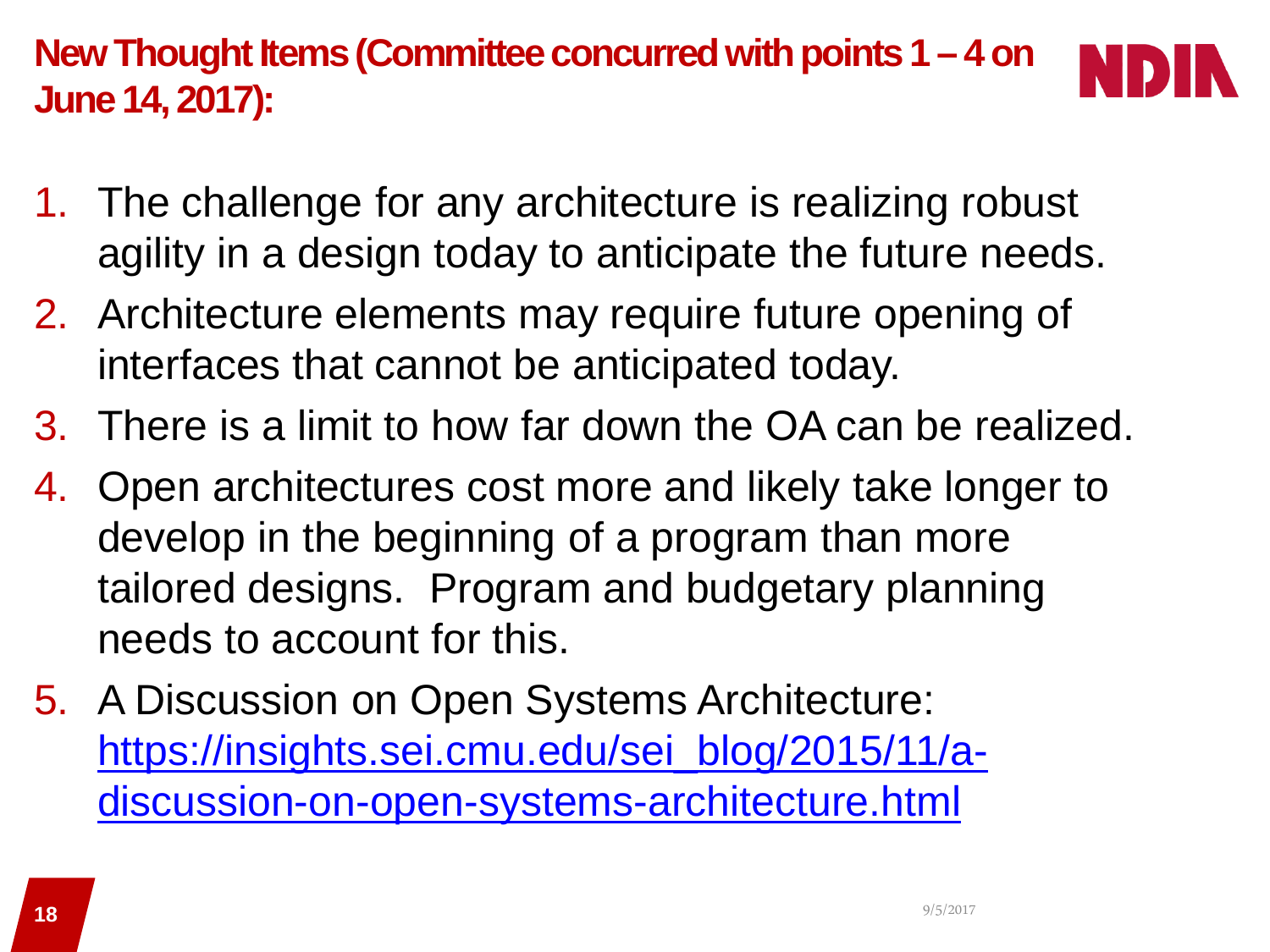## New Thought Items (Committee concurred with points 1 – 4 on June 14, 2017):

1. The challenge for any architecture is realizing robust agility in a design today to anticipate the future needs.
2. Architecture elements may require future opening of interfaces that cannot be anticipated today.
3. There is a limit to how far down the OA can be realized.
4. Open architectures cost more and likely take longer to develop in the beginning of a program than more tailored designs. Program and budgetary planning needs to account for this.
5. A Discussion on Open Systems Architecture: https://insights.sei.cmu.edu/sei_blog/2015/11/a-discussion-on-open-systems-architecture.html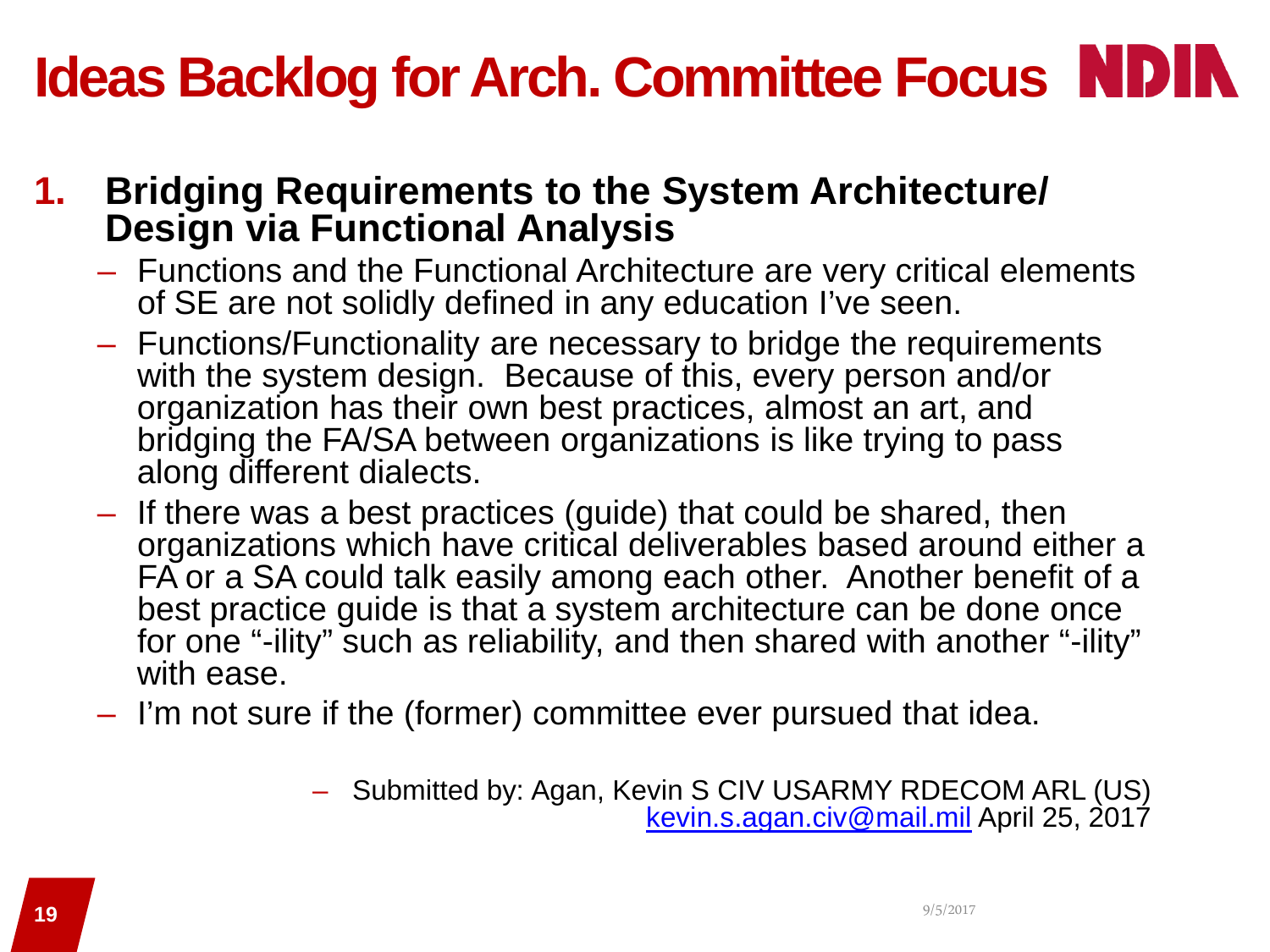# Ideas Backlog for Arch. Committee Focus

1. **Bridging Requirements to the System Architecture/ Design via Functional Analysis**
   - Functions and the Functional Architecture are very critical elements of SE are not solidly defined in any education I've seen.
   - Functions/Functionality are necessary to bridge the requirements with the system design. Because of this, every person and/or organization has their own best practices, almost an art, and bridging the FA/SA between organizations is like trying to pass along different dialects.
   - If there was a best practices (guide) that could be shared, then organizations which have critical deliverables based around either a FA or a SA could talk easily among each other. Another benefit of a best practice guide is that a system architecture can be done once for one "-ility" such as reliability, and then shared with another "-ility" with ease.
   - I'm not sure if the (former) committee ever pursued that idea.

     – Submitted by: Agan, Kevin S CIV USARMY RDECOM ARL (US) kevin.s.agan.civ@mail.mil April 25, 2017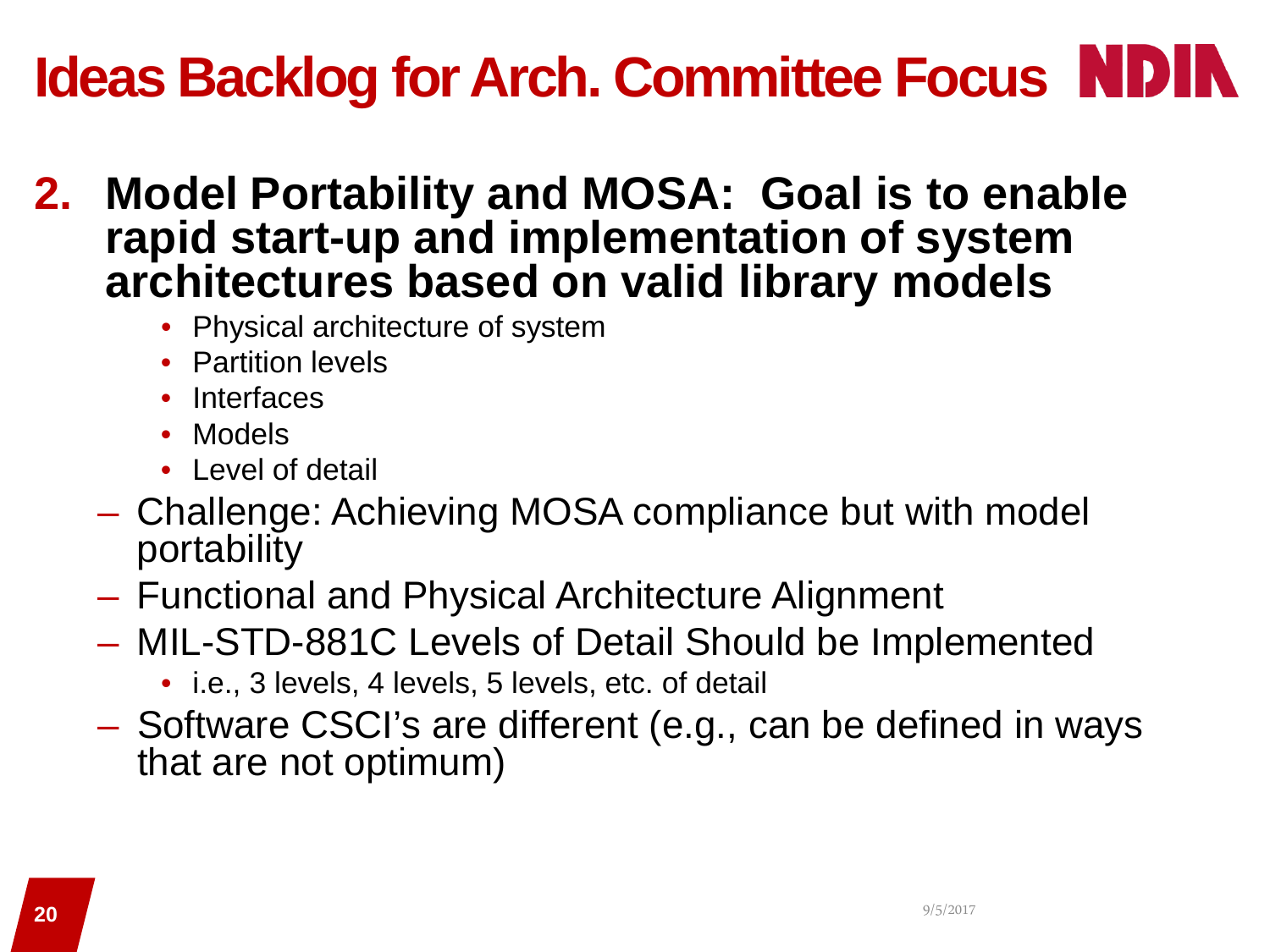# Ideas Backlog for Arch. Committee Focus

2. **Model Portability and MOSA: Goal is to enable rapid start-up and implementation of system architectures based on valid library models**
    - Physical architecture of system
    - Partition levels
    - Interfaces
    - Models
    - Level of detail

   – Challenge: Achieving MOSA compliance but with model portability

   – Functional and Physical Architecture Alignment

   – MIL-STD-881C Levels of Detail Should be Implemented
    - i.e., 3 levels, 4 levels, 5 levels, etc. of detail

   – Software CSCI's are different (e.g., can be defined in ways that are not optimum)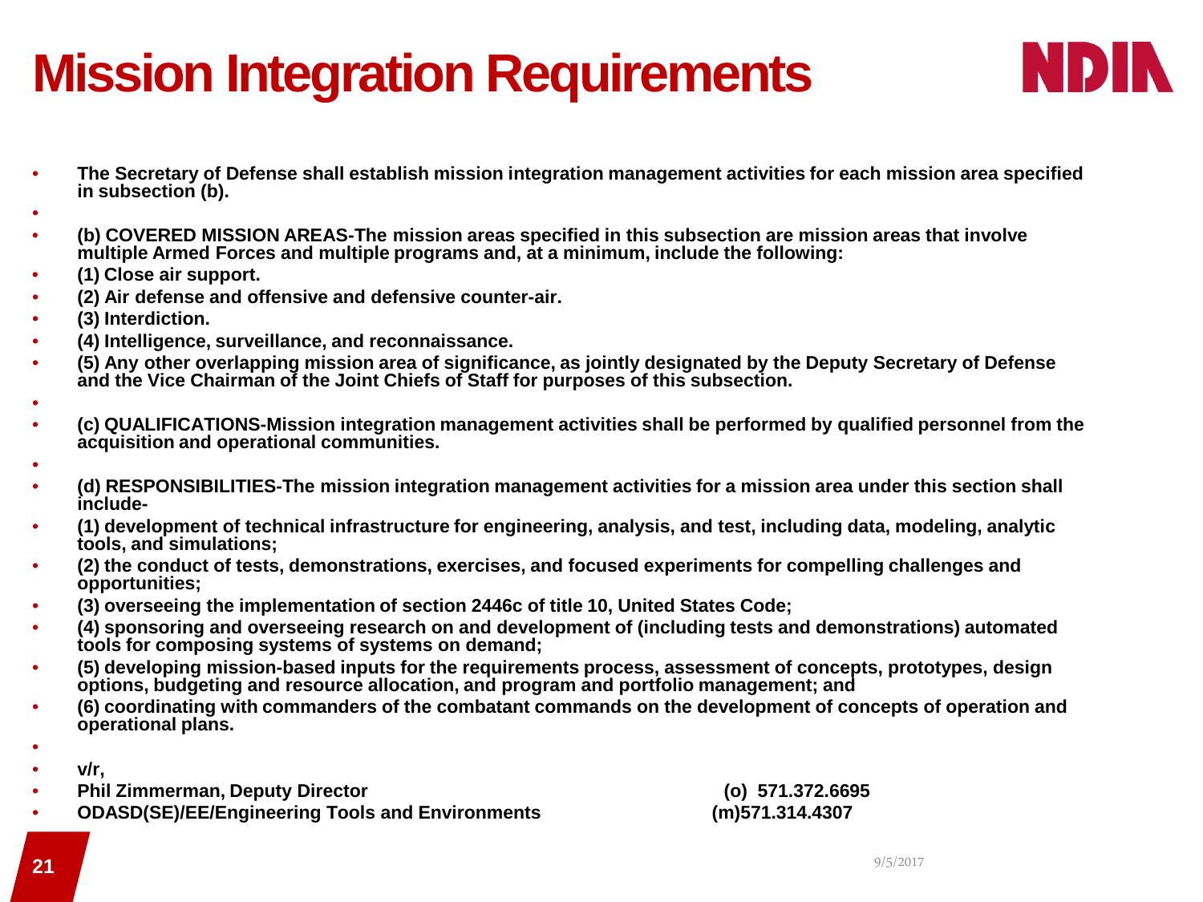# Mission Integration Requirements

- **The Secretary of Defense shall establish mission integration management activities for each mission area specified in subsection (b).**
- **(b) COVERED MISSION AREAS-The mission areas specified in this subsection are mission areas that involve multiple Armed Forces and multiple programs and, at a minimum, include the following:**
- **(1) Close air support.**
- **(2) Air defense and offensive and defensive counter-air.**
- **(3) Interdiction.**
- **(4) Intelligence, surveillance, and reconnaissance.**
- **(5) Any other overlapping mission area of significance, as jointly designated by the Deputy Secretary of Defense and the Vice Chairman of the Joint Chiefs of Staff for purposes of this subsection.**
- **(c) QUALIFICATIONS-Mission integration management activities shall be performed by qualified personnel from the acquisition and operational communities.**
- **(d) RESPONSIBILITIES-The mission integration management activities for a mission area under this section shall include-**
- **(1) development of technical infrastructure for engineering, analysis, and test, including data, modeling, analytic tools, and simulations;**
- **(2) the conduct of tests, demonstrations, exercises, and focused experiments for compelling challenges and opportunities;**
- **(3) overseeing the implementation of section 2446c of title 10, United States Code;**
- **(4) sponsoring and overseeing research on and development of (including tests and demonstrations) automated tools for composing systems of systems on demand;**
- **(5) developing mission-based inputs for the requirements process, assessment of concepts, prototypes, design options, budgeting and resource allocation, and program and portfolio management; and**
- **(6) coordinating with commanders of the combatant commands on the development of concepts of operation and operational plans.**
- **v/r,**
- **Phil Zimmerman, Deputy Director** **(o) 571.372.6695**
- **ODASD(SE)/EE/Engineering Tools and Environments** **(m)571.314.4307**

9/5/2017